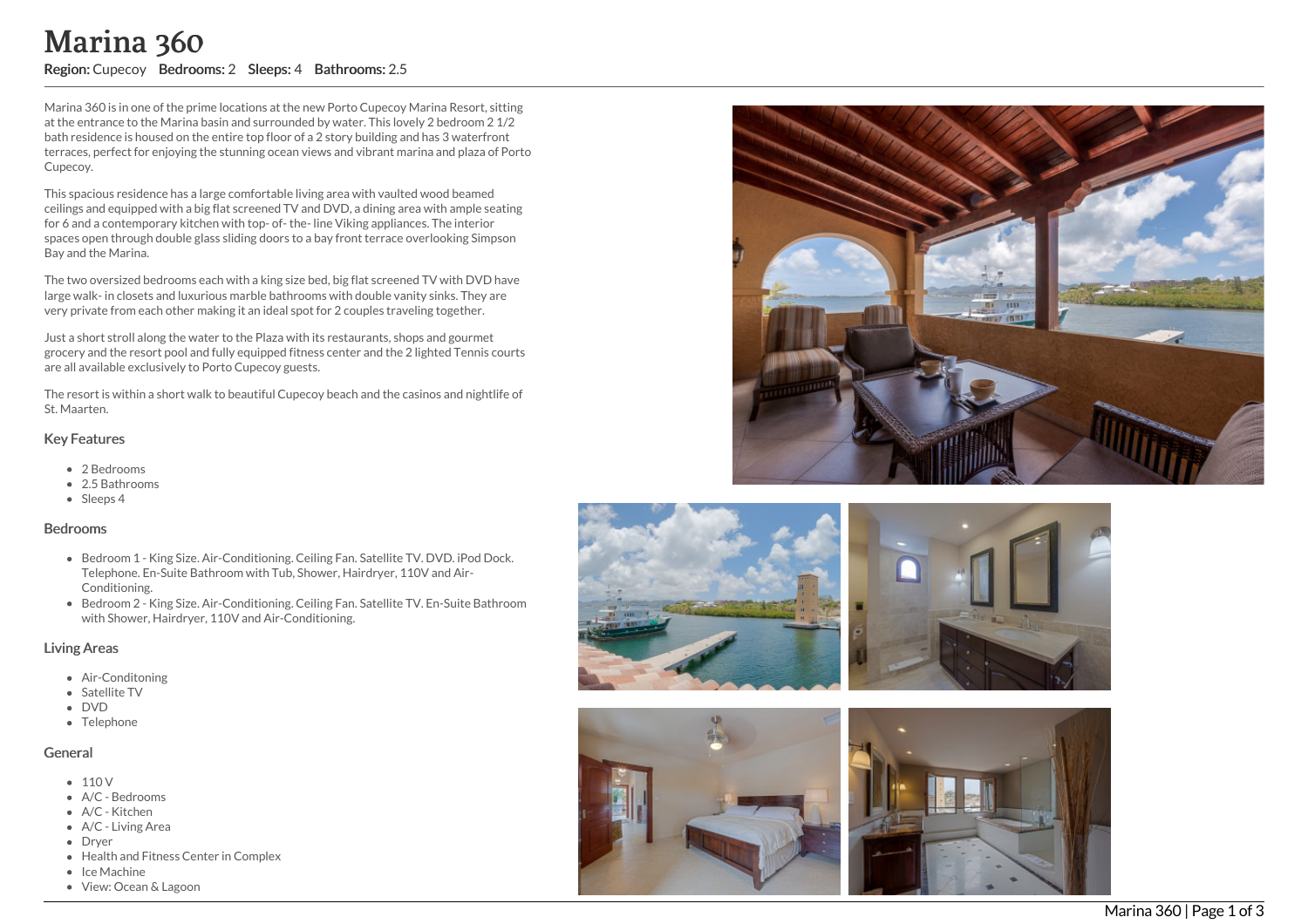# Marina 360

**Region:** Cupecoy **Bedrooms:** 2 **Sleeps:** 4 **Bathrooms:** 2.5

Marina 360 is in one of the prime locations at the new Porto Cupecoy Marina Resort, sitting at the entrance to the Marina basin and surrounded by water. This lovely 2 bedroom 2 1/2 bath residence is housed on the entire top floor of a 2 story building and has 3 waterfront terraces, perfect for enjoying the stunning ocean views and vibrant marina and plaza of Porto Cupecoy.

This spacious residence has a large comfortable living area with vaulted wood beamed ceilings and equipped with a big flat screened TV and DVD, a dining area with ample seating for 6 and a contemporary kitchen with top- of- the- line Viking appliances. The interior spaces open through double glass sliding doors to a bay front terrace overlooking Simpson Bay and the Marina.

The two oversized bedrooms each with a king size bed, big flat screened TV with DVD have large walk- in closets and luxurious marble bathrooms with double vanity sinks. They are very private from each other making it an ideal spot for 2 couples traveling together.

Just a short stroll along the water to the Plaza with its restaurants, shops and gourmet grocery and the resort pool and fully equipped fitness center and the 2 lighted Tennis courts are all available exclusively to Porto Cupecoy guests.

The resort is within a short walk to beautiful Cupecoy beach and the casinos and nightlife of St. Maarten.

## Key Features

- 2 Bedrooms
- 2.5 Bathrooms
- Sleeps 4

## Bedrooms

- Bedroom 1 - King Size. Air-Conditioning. Ceiling Fan. Satellite TV. DVD. iPod Dock. Telephone. En-Suite Bathroom with Tub, Shower, Hairdryer, 110V and Air-Conditioning.
- Bedroom 2 - King Size. Air-Conditioning. Ceiling Fan. Satellite TV. En-Suite Bathroom with Shower, Hairdryer, 110V and Air-Conditioning.

## Living Areas

- Air-Conditoning
- Satellite TV
- DVD
- Telephone

## General

- 110 V
- A/C - Bedrooms
- A/C - Kitchen
- A/C - Living Area
- Dryer
- Health and Fitness Center in Complex
- Ice Machine
- View: Ocean & Lagoon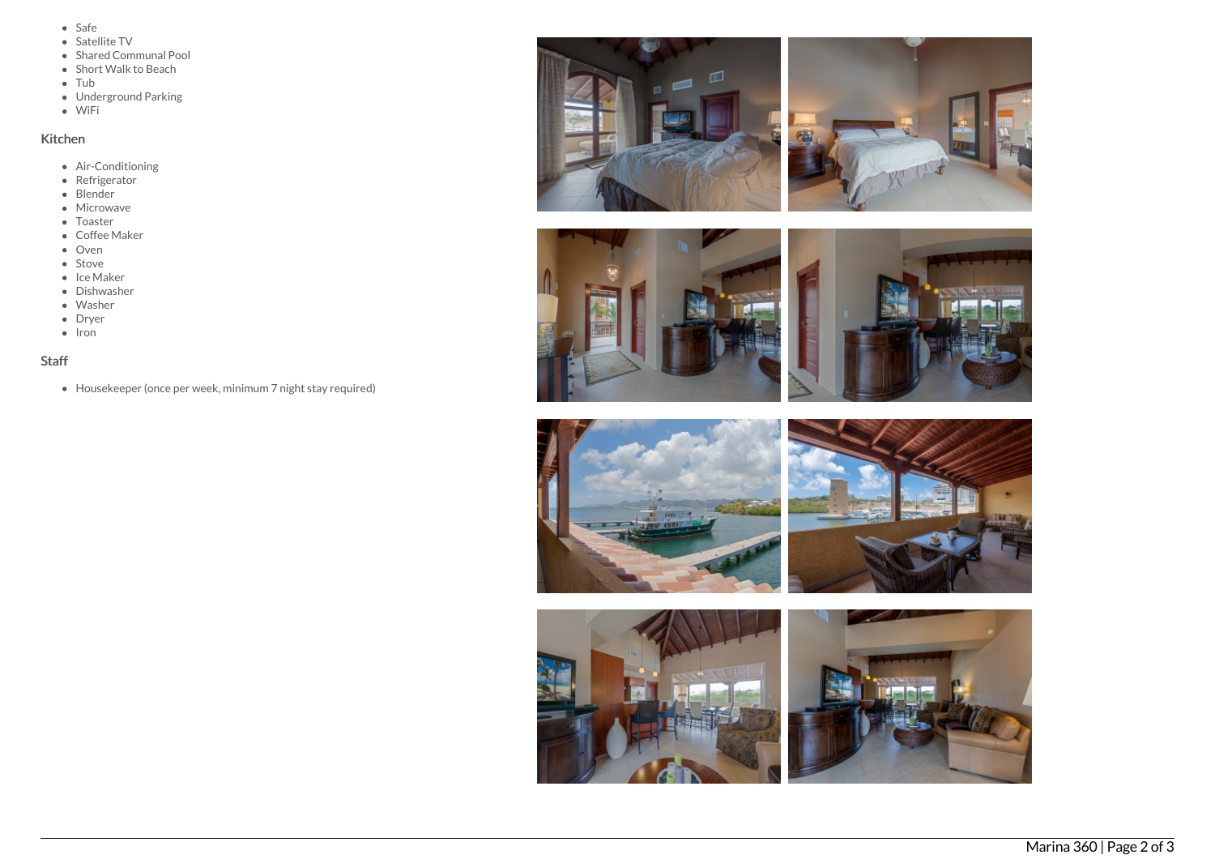- Safe
- Satellite TV
- Shared Communal Pool
- Short Walk to Beach
- Tub
- Underground Parking
- WiFi

### Kitchen

- Air-Conditioning
- Refrigerator
- Blender
- Microwave
- Toaster
- Coffee Maker
- Oven
- Stove
- Ice Maker
- Dishwasher
- Washer
- Dryer
- Iron

### Staff

- Housekeeper (once per week, minimum 7 night stay required)